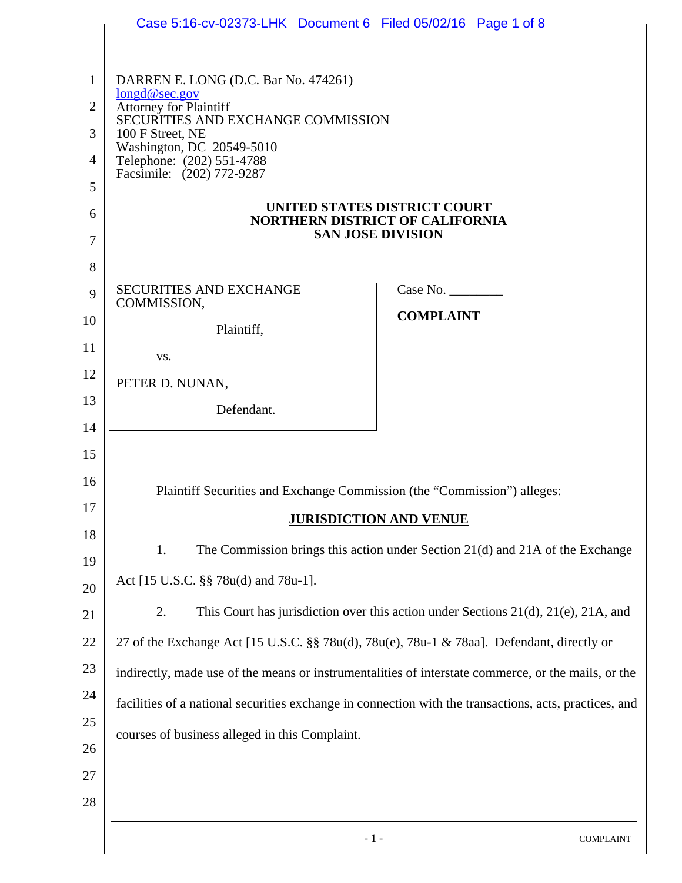DARREN E. LONG (D.C. Bar No. 474261)
longd@sec.gov
Attorney for Plaintiff
SECURITIES AND EXCHANGE COMMISSION
100 F Street, NE
Washington, DC 20549-5010
Telephone: (202) 551-4788
Facsimile: (202) 772-9287

**UNITED STATES DISTRICT COURT**
**NORTHERN DISTRICT OF CALIFORNIA**
**SAN JOSE DIVISION**

SECURITIES AND EXCHANGE COMMISSION,

Plaintiff,

vs.

PETER D. NUNAN,

Defendant.

Case No. ________

**COMPLAINT**

Plaintiff Securities and Exchange Commission (the "Commission") alleges:

## JURISDICTION AND VENUE

1. The Commission brings this action under Section 21(d) and 21A of the Exchange Act [15 U.S.C. §§ 78u(d) and 78u-1].

2. This Court has jurisdiction over this action under Sections 21(d), 21(e), 21A, and 27 of the Exchange Act [15 U.S.C. §§ 78u(d), 78u(e), 78u-1 & 78aa]. Defendant, directly or indirectly, made use of the means or instrumentalities of interstate commerce, or the mails, or the facilities of a national securities exchange in connection with the transactions, acts, practices, and courses of business alleged in this Complaint.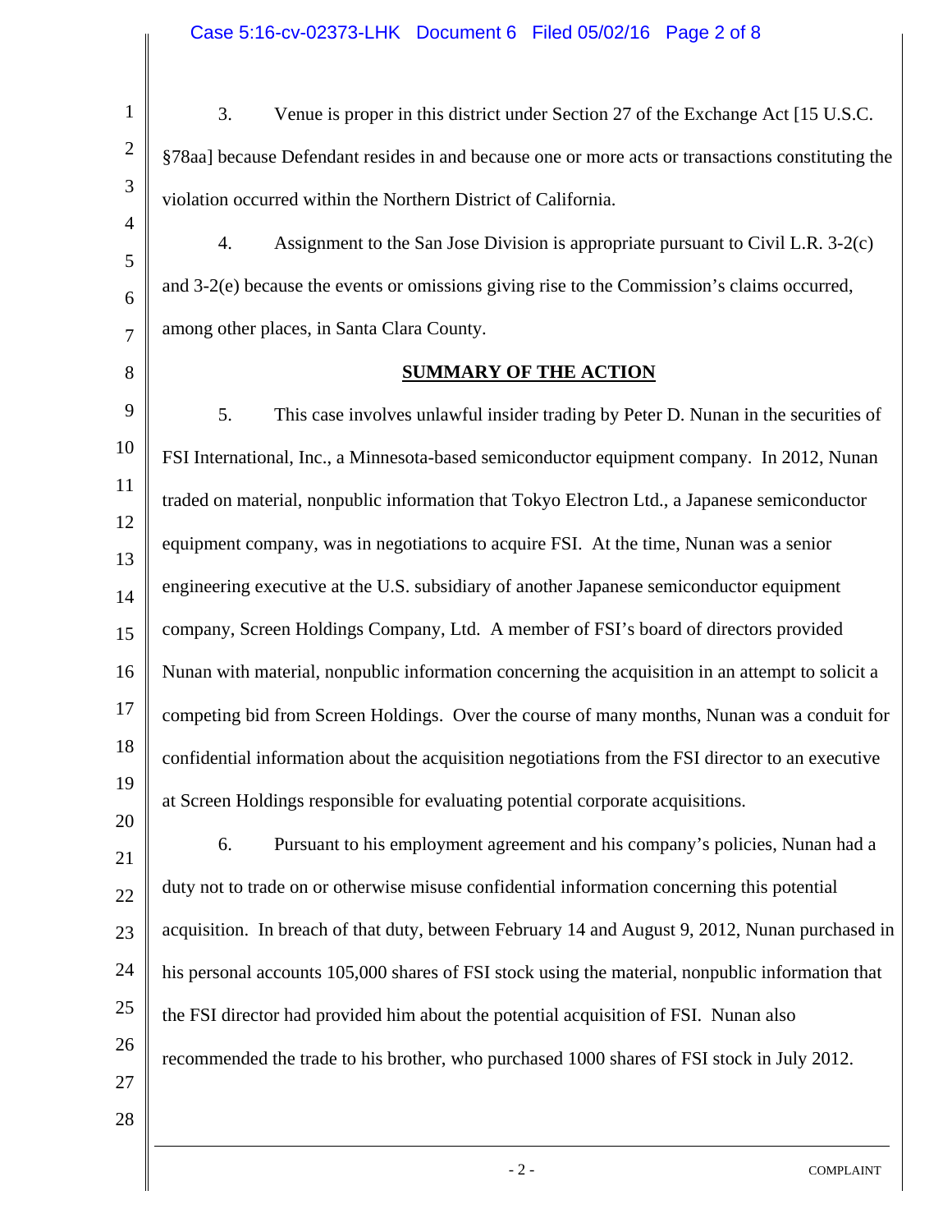3. Venue is proper in this district under Section 27 of the Exchange Act [15 U.S.C. §78aa] because Defendant resides in and because one or more acts or transactions constituting the violation occurred within the Northern District of California.

4. Assignment to the San Jose Division is appropriate pursuant to Civil L.R. 3-2(c) and 3-2(e) because the events or omissions giving rise to the Commission's claims occurred, among other places, in Santa Clara County.

## SUMMARY OF THE ACTION

5. This case involves unlawful insider trading by Peter D. Nunan in the securities of FSI International, Inc., a Minnesota-based semiconductor equipment company. In 2012, Nunan traded on material, nonpublic information that Tokyo Electron Ltd., a Japanese semiconductor equipment company, was in negotiations to acquire FSI. At the time, Nunan was a senior engineering executive at the U.S. subsidiary of another Japanese semiconductor equipment company, Screen Holdings Company, Ltd. A member of FSI's board of directors provided Nunan with material, nonpublic information concerning the acquisition in an attempt to solicit a competing bid from Screen Holdings. Over the course of many months, Nunan was a conduit for confidential information about the acquisition negotiations from the FSI director to an executive at Screen Holdings responsible for evaluating potential corporate acquisitions.

6. Pursuant to his employment agreement and his company's policies, Nunan had a duty not to trade on or otherwise misuse confidential information concerning this potential acquisition. In breach of that duty, between February 14 and August 9, 2012, Nunan purchased in his personal accounts 105,000 shares of FSI stock using the material, nonpublic information that the FSI director had provided him about the potential acquisition of FSI. Nunan also recommended the trade to his brother, who purchased 1000 shares of FSI stock in July 2012.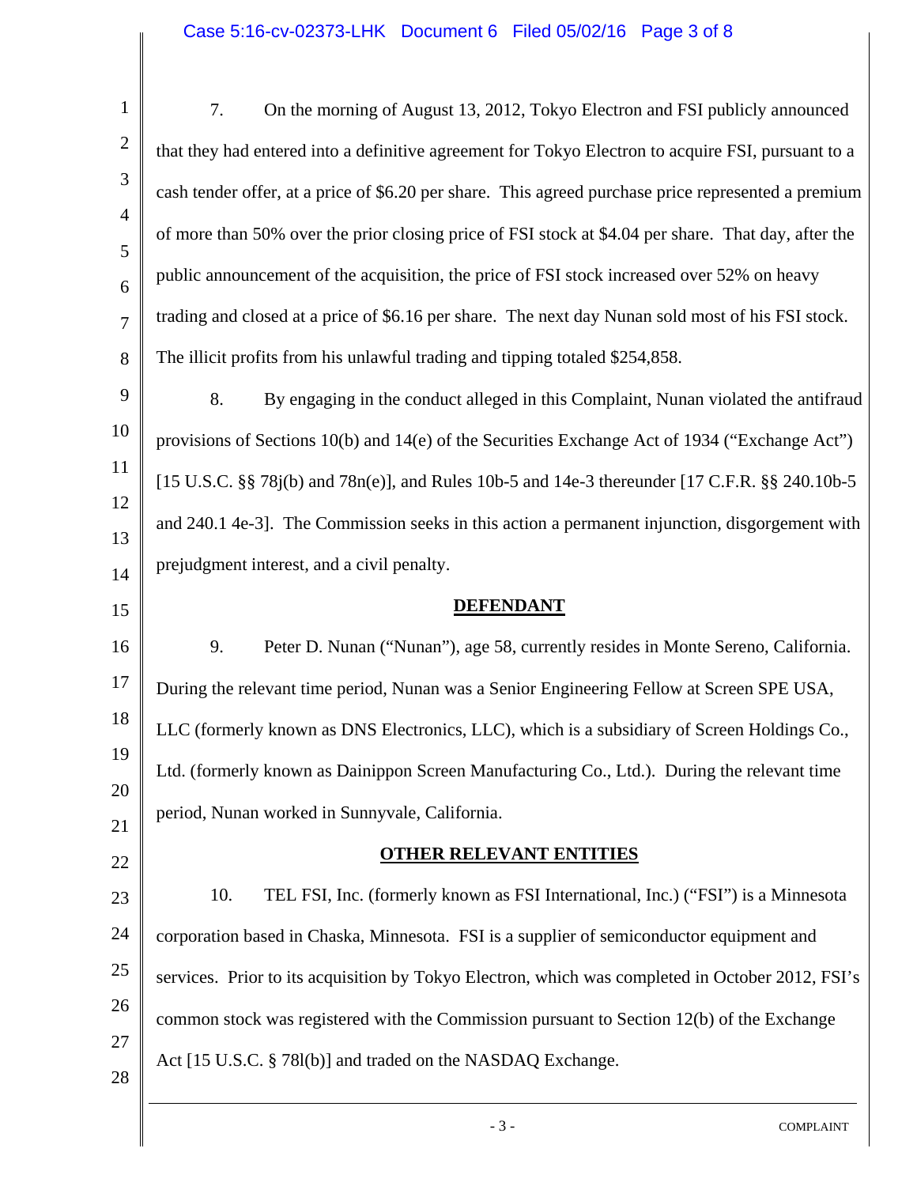7. On the morning of August 13, 2012, Tokyo Electron and FSI publicly announced that they had entered into a definitive agreement for Tokyo Electron to acquire FSI, pursuant to a cash tender offer, at a price of $6.20 per share. This agreed purchase price represented a premium of more than 50% over the prior closing price of FSI stock at $4.04 per share. That day, after the public announcement of the acquisition, the price of FSI stock increased over 52% on heavy trading and closed at a price of $6.16 per share. The next day Nunan sold most of his FSI stock. The illicit profits from his unlawful trading and tipping totaled $254,858.

8. By engaging in the conduct alleged in this Complaint, Nunan violated the antifraud provisions of Sections 10(b) and 14(e) of the Securities Exchange Act of 1934 ("Exchange Act") [15 U.S.C. §§ 78j(b) and 78n(e)], and Rules 10b-5 and 14e-3 thereunder [17 C.F.R. §§ 240.10b-5 and 240.1 4e-3]. The Commission seeks in this action a permanent injunction, disgorgement with prejudgment interest, and a civil penalty.

## DEFENDANT

9. Peter D. Nunan ("Nunan"), age 58, currently resides in Monte Sereno, California. During the relevant time period, Nunan was a Senior Engineering Fellow at Screen SPE USA, LLC (formerly known as DNS Electronics, LLC), which is a subsidiary of Screen Holdings Co., Ltd. (formerly known as Dainippon Screen Manufacturing Co., Ltd.). During the relevant time period, Nunan worked in Sunnyvale, California.

## OTHER RELEVANT ENTITIES

10. TEL FSI, Inc. (formerly known as FSI International, Inc.) ("FSI") is a Minnesota corporation based in Chaska, Minnesota. FSI is a supplier of semiconductor equipment and services. Prior to its acquisition by Tokyo Electron, which was completed in October 2012, FSI's common stock was registered with the Commission pursuant to Section 12(b) of the Exchange Act [15 U.S.C. § 78l(b)] and traded on the NASDAQ Exchange.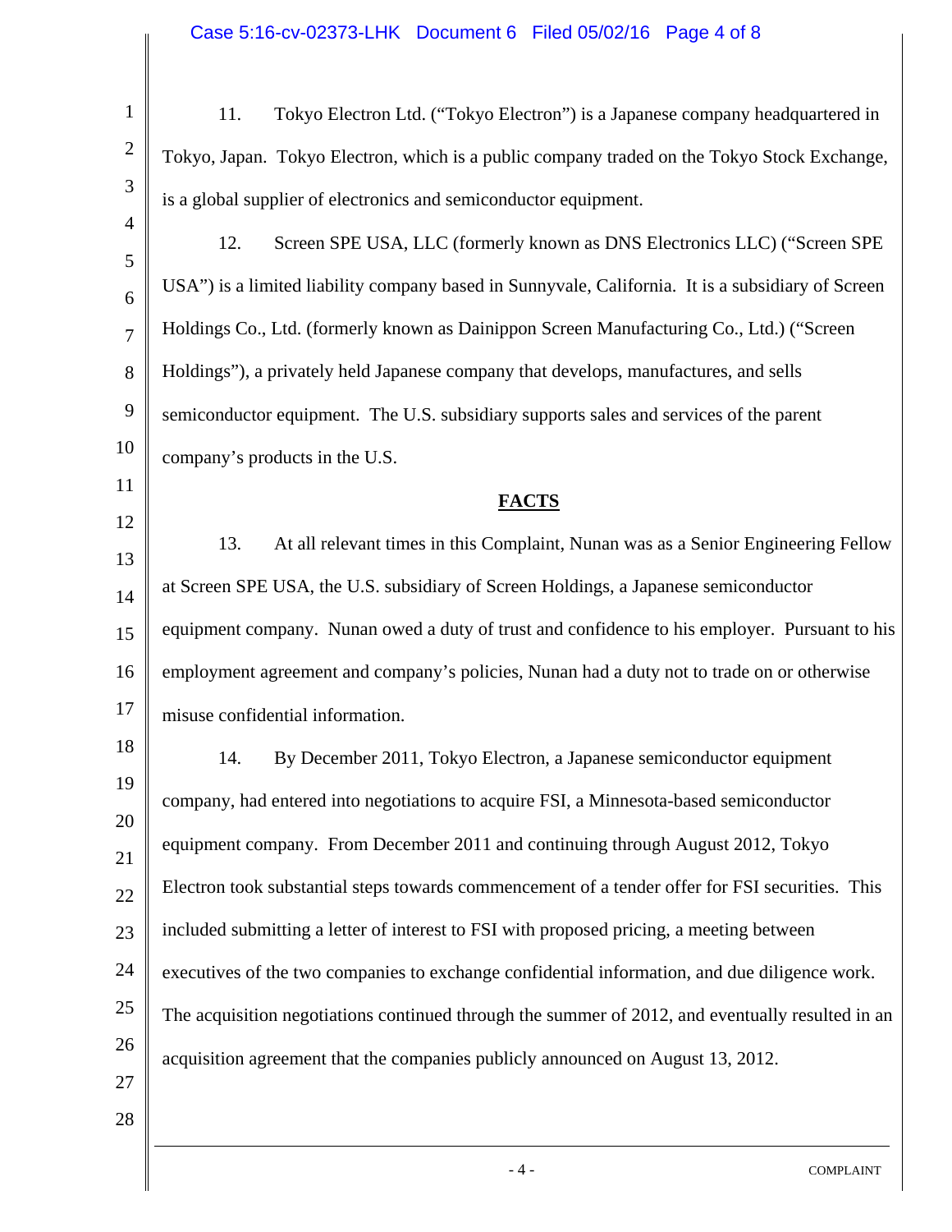11. Tokyo Electron Ltd. ("Tokyo Electron") is a Japanese company headquartered in Tokyo, Japan. Tokyo Electron, which is a public company traded on the Tokyo Stock Exchange, is a global supplier of electronics and semiconductor equipment.

12. Screen SPE USA, LLC (formerly known as DNS Electronics LLC) ("Screen SPE USA") is a limited liability company based in Sunnyvale, California. It is a subsidiary of Screen Holdings Co., Ltd. (formerly known as Dainippon Screen Manufacturing Co., Ltd.) ("Screen Holdings"), a privately held Japanese company that develops, manufactures, and sells semiconductor equipment. The U.S. subsidiary supports sales and services of the parent company's products in the U.S.

## FACTS

13. At all relevant times in this Complaint, Nunan was as a Senior Engineering Fellow at Screen SPE USA, the U.S. subsidiary of Screen Holdings, a Japanese semiconductor equipment company. Nunan owed a duty of trust and confidence to his employer. Pursuant to his employment agreement and company's policies, Nunan had a duty not to trade on or otherwise misuse confidential information.

14. By December 2011, Tokyo Electron, a Japanese semiconductor equipment company, had entered into negotiations to acquire FSI, a Minnesota-based semiconductor equipment company. From December 2011 and continuing through August 2012, Tokyo Electron took substantial steps towards commencement of a tender offer for FSI securities. This included submitting a letter of interest to FSI with proposed pricing, a meeting between executives of the two companies to exchange confidential information, and due diligence work. The acquisition negotiations continued through the summer of 2012, and eventually resulted in an acquisition agreement that the companies publicly announced on August 13, 2012.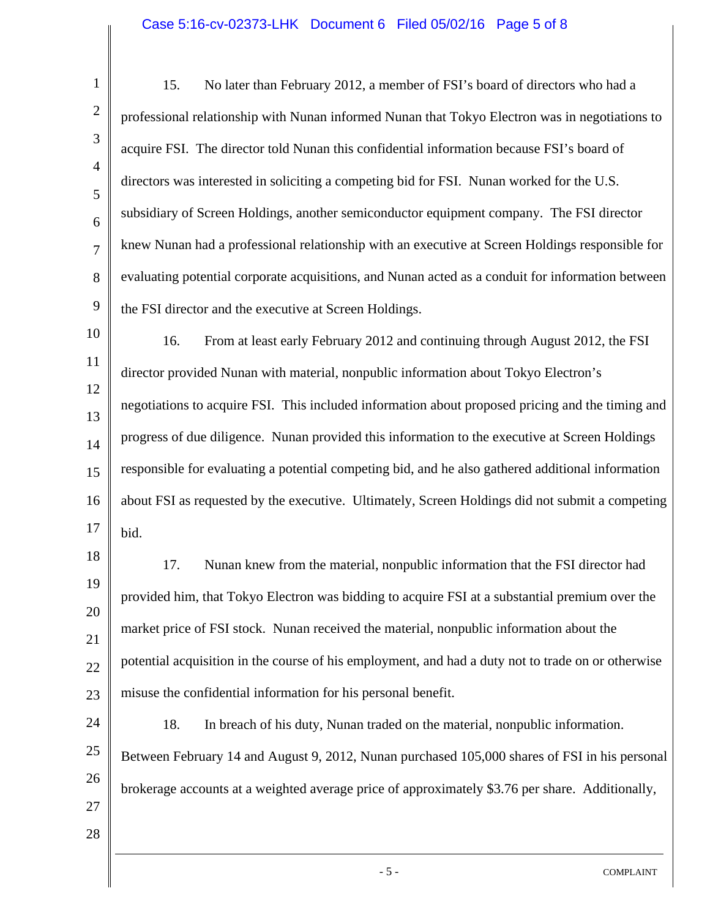15. No later than February 2012, a member of FSI's board of directors who had a professional relationship with Nunan informed Nunan that Tokyo Electron was in negotiations to acquire FSI. The director told Nunan this confidential information because FSI's board of directors was interested in soliciting a competing bid for FSI. Nunan worked for the U.S. subsidiary of Screen Holdings, another semiconductor equipment company. The FSI director knew Nunan had a professional relationship with an executive at Screen Holdings responsible for evaluating potential corporate acquisitions, and Nunan acted as a conduit for information between the FSI director and the executive at Screen Holdings.

16. From at least early February 2012 and continuing through August 2012, the FSI director provided Nunan with material, nonpublic information about Tokyo Electron's negotiations to acquire FSI. This included information about proposed pricing and the timing and progress of due diligence. Nunan provided this information to the executive at Screen Holdings responsible for evaluating a potential competing bid, and he also gathered additional information about FSI as requested by the executive. Ultimately, Screen Holdings did not submit a competing bid.

17. Nunan knew from the material, nonpublic information that the FSI director had provided him, that Tokyo Electron was bidding to acquire FSI at a substantial premium over the market price of FSI stock. Nunan received the material, nonpublic information about the potential acquisition in the course of his employment, and had a duty not to trade on or otherwise misuse the confidential information for his personal benefit.

18. In breach of his duty, Nunan traded on the material, nonpublic information. Between February 14 and August 9, 2012, Nunan purchased 105,000 shares of FSI in his personal brokerage accounts at a weighted average price of approximately $3.76 per share. Additionally,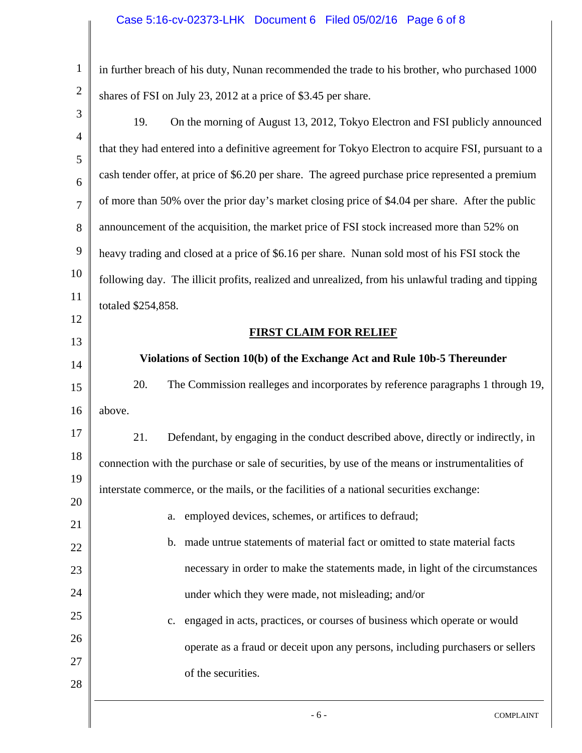in further breach of his duty, Nunan recommended the trade to his brother, who purchased 1000 shares of FSI on July 23, 2012 at a price of $3.45 per share.

19. On the morning of August 13, 2012, Tokyo Electron and FSI publicly announced that they had entered into a definitive agreement for Tokyo Electron to acquire FSI, pursuant to a cash tender offer, at price of $6.20 per share. The agreed purchase price represented a premium of more than 50% over the prior day's market closing price of $4.04 per share. After the public announcement of the acquisition, the market price of FSI stock increased more than 52% on heavy trading and closed at a price of $6.16 per share. Nunan sold most of his FSI stock the following day. The illicit profits, realized and unrealized, from his unlawful trading and tipping totaled $254,858.

## FIRST CLAIM FOR RELIEF

### Violations of Section 10(b) of the Exchange Act and Rule 10b-5 Thereunder

20. The Commission realleges and incorporates by reference paragraphs 1 through 19, above.

21. Defendant, by engaging in the conduct described above, directly or indirectly, in connection with the purchase or sale of securities, by use of the means or instrumentalities of interstate commerce, or the mails, or the facilities of a national securities exchange:

a. employed devices, schemes, or artifices to defraud;

b. made untrue statements of material fact or omitted to state material facts necessary in order to make the statements made, in light of the circumstances under which they were made, not misleading; and/or

c. engaged in acts, practices, or courses of business which operate or would operate as a fraud or deceit upon any persons, including purchasers or sellers of the securities.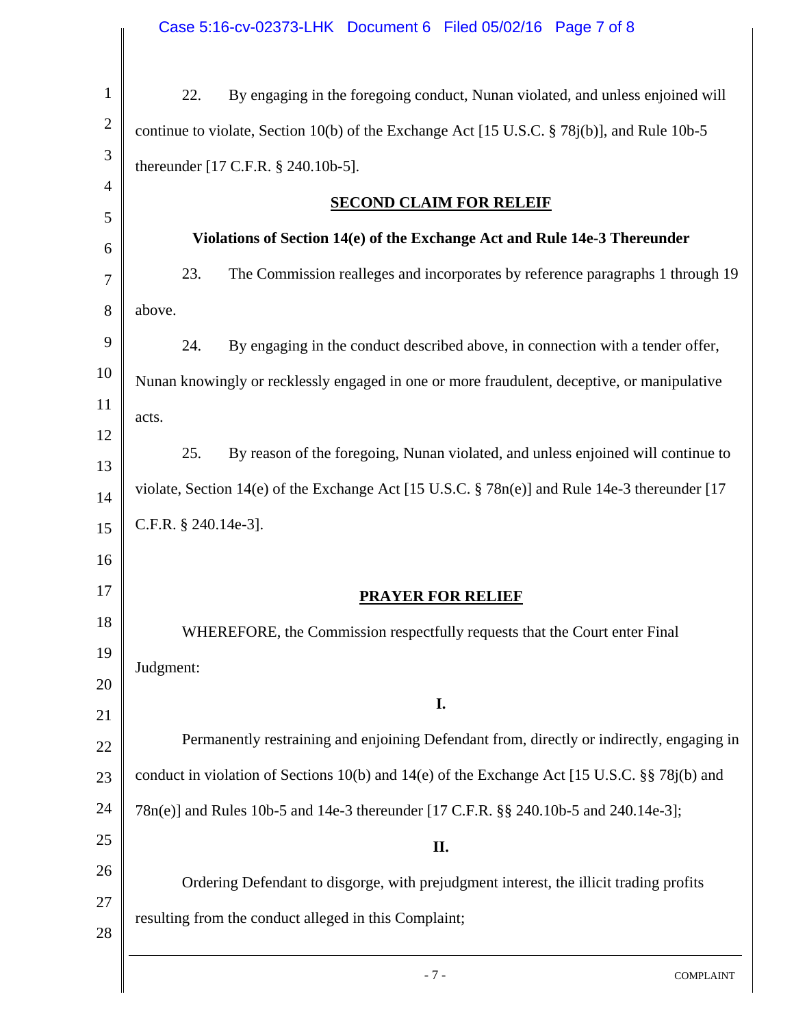22. By engaging in the foregoing conduct, Nunan violated, and unless enjoined will continue to violate, Section 10(b) of the Exchange Act [15 U.S.C. § 78j(b)], and Rule 10b-5 thereunder [17 C.F.R. § 240.10b-5].

## SECOND CLAIM FOR RELEIF

### Violations of Section 14(e) of the Exchange Act and Rule 14e-3 Thereunder

23. The Commission realleges and incorporates by reference paragraphs 1 through 19 above.

24. By engaging in the conduct described above, in connection with a tender offer, Nunan knowingly or recklessly engaged in one or more fraudulent, deceptive, or manipulative acts.

25. By reason of the foregoing, Nunan violated, and unless enjoined will continue to violate, Section 14(e) of the Exchange Act [15 U.S.C. § 78n(e)] and Rule 14e-3 thereunder [17 C.F.R. § 240.14e-3].

## PRAYER FOR RELIEF

WHEREFORE, the Commission respectfully requests that the Court enter Final Judgment:

**I.**

Permanently restraining and enjoining Defendant from, directly or indirectly, engaging in conduct in violation of Sections 10(b) and 14(e) of the Exchange Act [15 U.S.C. §§ 78j(b) and 78n(e)] and Rules 10b-5 and 14e-3 thereunder [17 C.F.R. §§ 240.10b-5 and 240.14e-3];

**II.**

Ordering Defendant to disgorge, with prejudgment interest, the illicit trading profits resulting from the conduct alleged in this Complaint;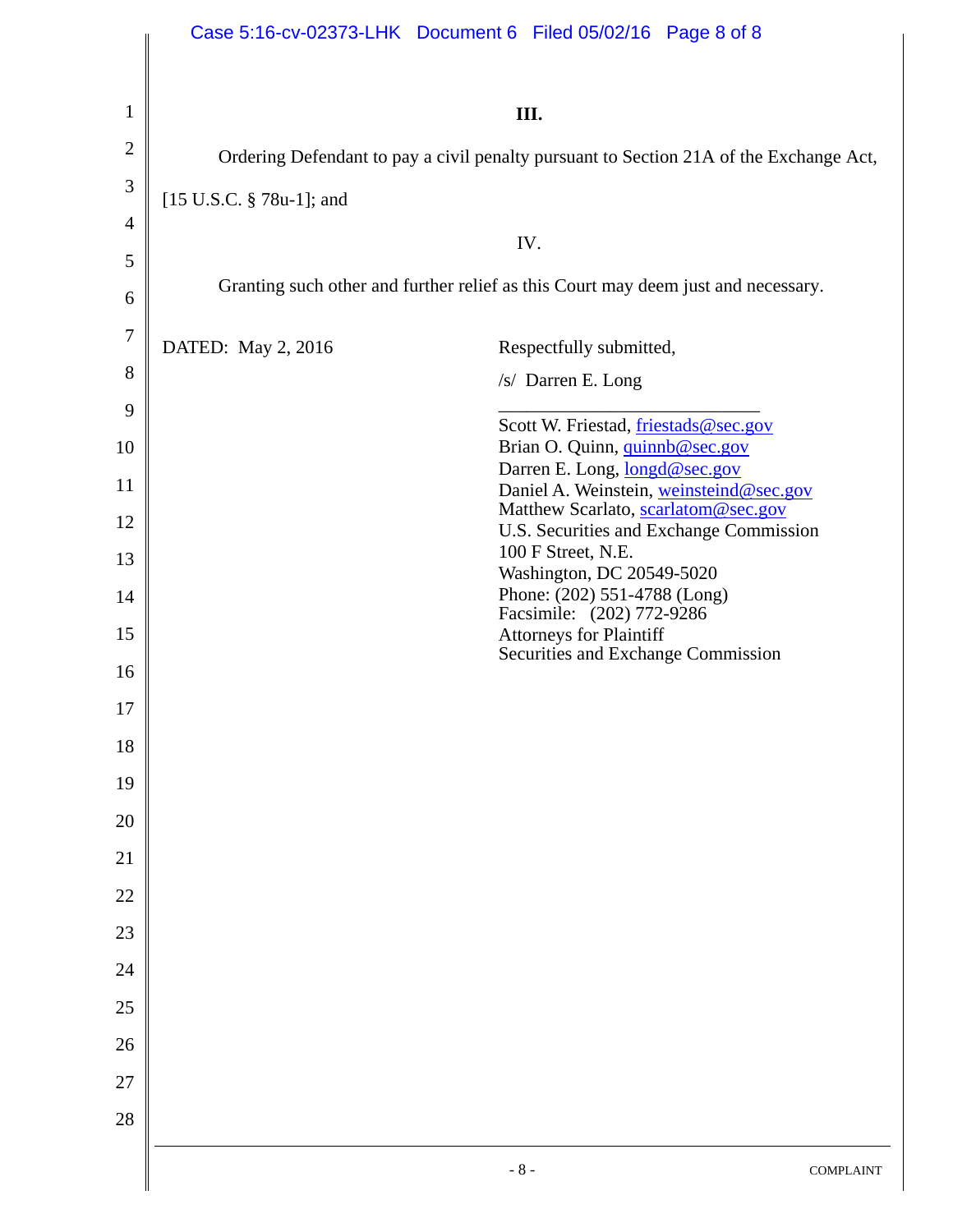**III.**

Ordering Defendant to pay a civil penalty pursuant to Section 21A of the Exchange Act, [15 U.S.C. § 78u-1]; and

IV.

Granting such other and further relief as this Court may deem just and necessary.

DATED: May 2, 2016

Respectfully submitted,

/s/ Darren E. Long

_____________________________

Scott W. Friestad, friestads@sec.gov
Brian O. Quinn, quinnb@sec.gov
Darren E. Long, longd@sec.gov
Daniel A. Weinstein, weinsteind@sec.gov
Matthew Scarlato, scarlatom@sec.gov
U.S. Securities and Exchange Commission
100 F Street, N.E.
Washington, DC 20549-5020
Phone: (202) 551-4788 (Long)
Facsimile: (202) 772-9286
Attorneys for Plaintiff
Securities and Exchange Commission